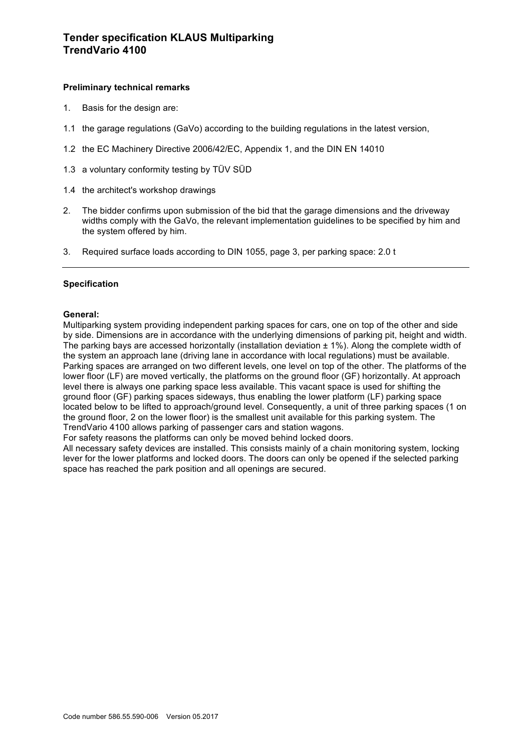# Tender specification KLAUS Multiparking TrendVario 4100

**Preliminary technical remarks**

1. Basis for the design are:

1.1 the garage regulations (GaVo) according to the building regulations in the latest version,

1.2 the EC Machinery Directive 2006/42/EC, Appendix 1, and the DIN EN 14010

1.3 a voluntary conformity testing by TÜV SÜD

1.4 the architect's workshop drawings

2. The bidder confirms upon submission of the bid that the garage dimensions and the driveway widths comply with the GaVo, the relevant implementation guidelines to be specified by him and the system offered by him.

3. Required surface loads according to DIN 1055, page 3, per parking space: 2.0 t

---

**Specification**

**General:**
Multiparking system providing independent parking spaces for cars, one on top of the other and side by side. Dimensions are in accordance with the underlying dimensions of parking pit, height and width. The parking bays are accessed horizontally (installation deviation ± 1%). Along the complete width of the system an approach lane (driving lane in accordance with local regulations) must be available. Parking spaces are arranged on two different levels, one level on top of the other. The platforms of the lower floor (LF) are moved vertically, the platforms on the ground floor (GF) horizontally. At approach level there is always one parking space less available. This vacant space is used for shifting the ground floor (GF) parking spaces sideways, thus enabling the lower platform (LF) parking space located below to be lifted to approach/ground level. Consequently, a unit of three parking spaces (1 on the ground floor, 2 on the lower floor) is the smallest unit available for this parking system. The TrendVario 4100 allows parking of passenger cars and station wagons.
For safety reasons the platforms can only be moved behind locked doors.
All necessary safety devices are installed. This consists mainly of a chain monitoring system, locking lever for the lower platforms and locked doors. The doors can only be opened if the selected parking space has reached the park position and all openings are secured.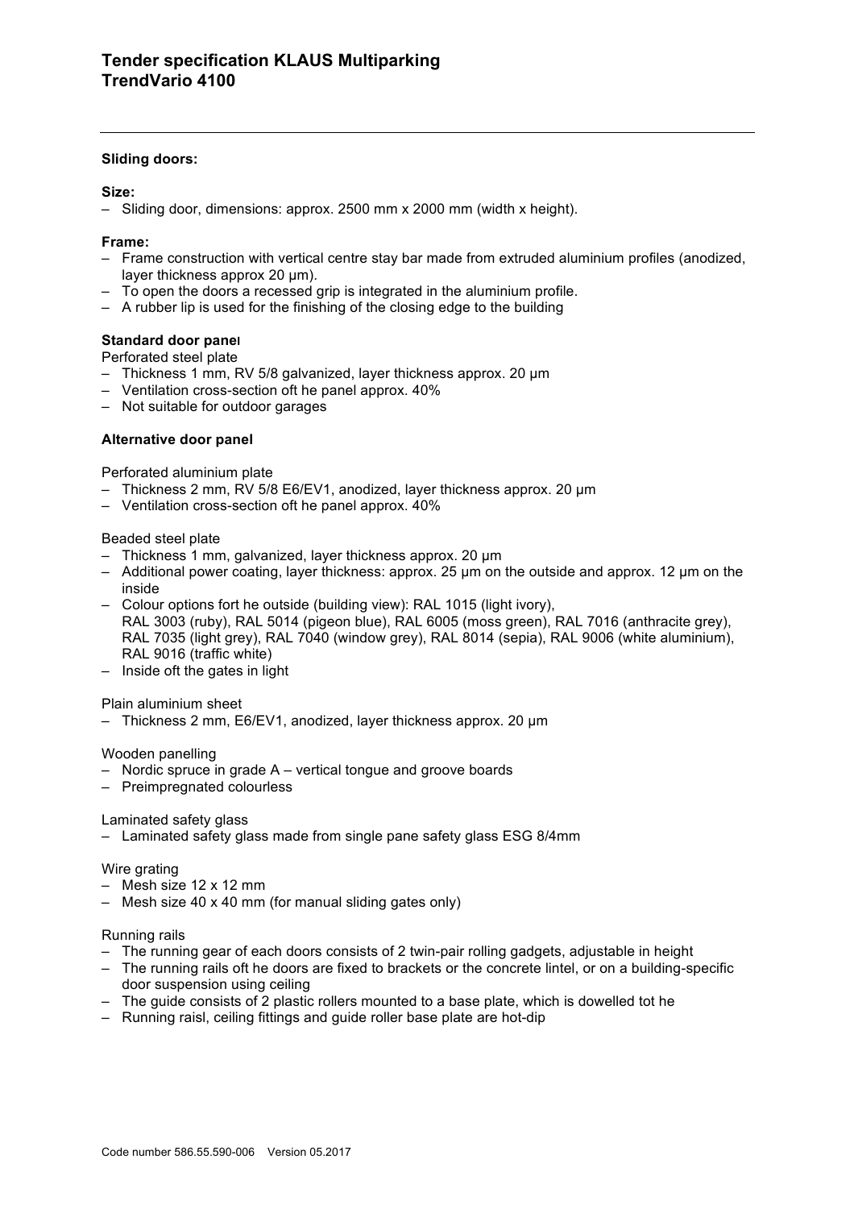# Tender specification KLAUS Multiparking TrendVario 4100

**Sliding doors:**

**Size:**
- Sliding door, dimensions: approx. 2500 mm x 2000 mm (width x height).

**Frame:**
- Frame construction with vertical centre stay bar made from extruded aluminium profiles (anodized, layer thickness approx 20 µm).
- To open the doors a recessed grip is integrated in the aluminium profile.
- A rubber lip is used for the finishing of the closing edge to the building

**Standard door panel**

Perforated steel plate
- Thickness 1 mm, RV 5/8 galvanized, layer thickness approx. 20 µm
- Ventilation cross-section oft he panel approx. 40%
- Not suitable for outdoor garages

**Alternative door panel**

Perforated aluminium plate
- Thickness 2 mm, RV 5/8 E6/EV1, anodized, layer thickness approx. 20 µm
- Ventilation cross-section oft he panel approx. 40%

Beaded steel plate
- Thickness 1 mm, galvanized, layer thickness approx. 20 µm
- Additional power coating, layer thickness: approx. 25 µm on the outside and approx. 12 µm on the inside
- Colour options fort he outside (building view): RAL 1015 (light ivory), RAL 3003 (ruby), RAL 5014 (pigeon blue), RAL 6005 (moss green), RAL 7016 (anthracite grey), RAL 7035 (light grey), RAL 7040 (window grey), RAL 8014 (sepia), RAL 9006 (white aluminium), RAL 9016 (traffic white)
- Inside oft the gates in light

Plain aluminium sheet
- Thickness 2 mm, E6/EV1, anodized, layer thickness approx. 20 µm

Wooden panelling
- Nordic spruce in grade A – vertical tongue and groove boards
- Preimpregnated colourless

Laminated safety glass
- Laminated safety glass made from single pane safety glass ESG 8/4mm

Wire grating
- Mesh size 12 x 12 mm
- Mesh size 40 x 40 mm (for manual sliding gates only)

Running rails
- The running gear of each doors consists of 2 twin-pair rolling gadgets, adjustable in height
- The running rails oft he doors are fixed to brackets or the concrete lintel, or on a building-specific door suspension using ceiling
- The guide consists of 2 plastic rollers mounted to a base plate, which is dowelled tot he
- Running raisl, ceiling fittings and guide roller base plate are hot-dip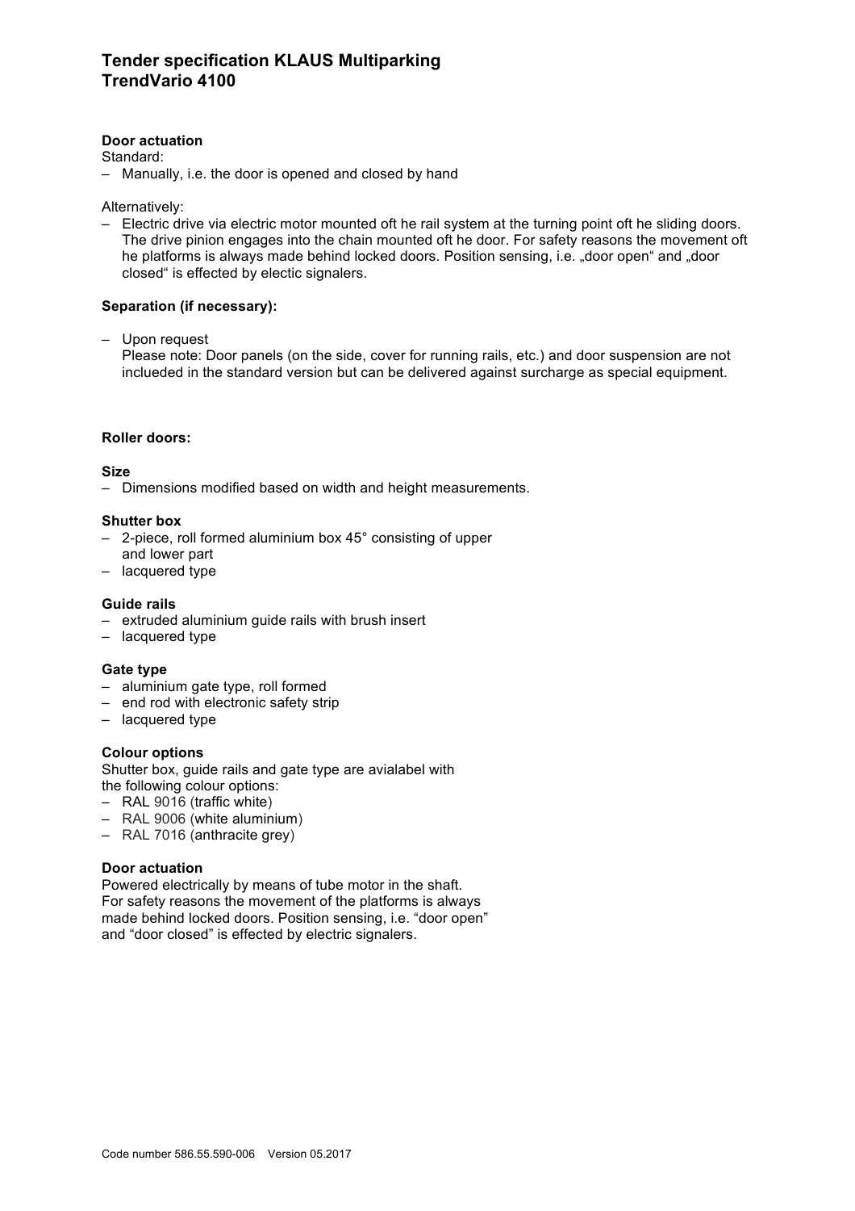## Tender specification KLAUS Multiparking TrendVario 4100

**Door actuation**

Standard:

– Manually, i.e. the door is opened and closed by hand

Alternatively:

– Electric drive via electric motor mounted oft he rail system at the turning point oft he sliding doors. The drive pinion engages into the chain mounted oft he door. For safety reasons the movement oft he platforms is always made behind locked doors. Position sensing, i.e. „door open" and „door closed" is effected by electic signalers.

**Separation (if necessary):**

– Upon request
  Please note: Door panels (on the side, cover for running rails, etc.) and door suspension are not inclueded in the standard version but can be delivered against surcharge as special equipment.

**Roller doors:**

**Size**

– Dimensions modified based on width and height measurements.

**Shutter box**

– 2-piece, roll formed aluminium box 45° consisting of upper and lower part
– lacquered type

**Guide rails**

– extruded aluminium guide rails with brush insert
– lacquered type

**Gate type**

– aluminium gate type, roll formed
– end rod with electronic safety strip
– lacquered type

**Colour options**

Shutter box, guide rails and gate type are avialabel with the following colour options:

– RAL 9016 (traffic white)
– RAL 9006 (white aluminium)
– RAL 7016 (anthracite grey)

**Door actuation**

Powered electrically by means of tube motor in the shaft. For safety reasons the movement of the platforms is always made behind locked doors. Position sensing, i.e. "door open" and "door closed" is effected by electric signalers.

Code number 586.55.590-006 Version 05.2017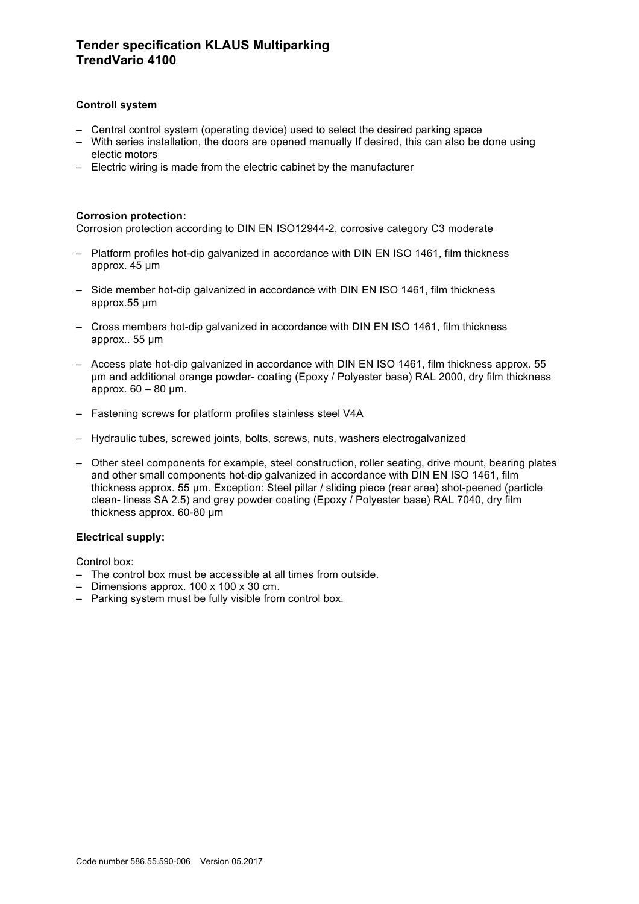# Tender specification KLAUS Multiparking TrendVario 4100

### Controll system

- Central control system (operating device) used to select the desired parking space
- With series installation, the doors are opened manually If desired, this can also be done using electic motors
- Electric wiring is made from the electric cabinet by the manufacturer

### Corrosion protection:

Corrosion protection according to DIN EN ISO12944-2, corrosive category C3 moderate

- Platform profiles hot-dip galvanized in accordance with DIN EN ISO 1461, film thickness approx. 45 µm
- Side member hot-dip galvanized in accordance with DIN EN ISO 1461, film thickness approx.55 µm
- Cross members hot-dip galvanized in accordance with DIN EN ISO 1461, film thickness approx.. 55 µm
- Access plate hot-dip galvanized in accordance with DIN EN ISO 1461, film thickness approx. 55 µm and additional orange powder- coating (Epoxy / Polyester base) RAL 2000, dry film thickness approx. 60 – 80 µm.
- Fastening screws for platform profiles stainless steel V4A
- Hydraulic tubes, screwed joints, bolts, screws, nuts, washers electrogalvanized
- Other steel components for example, steel construction, roller seating, drive mount, bearing plates and other small components hot-dip galvanized in accordance with DIN EN ISO 1461, film thickness approx. 55 µm. Exception: Steel pillar / sliding piece (rear area) shot-peened (particle clean- liness SA 2.5) and grey powder coating (Epoxy / Polyester base) RAL 7040, dry film thickness approx. 60-80 µm

### Electrical supply:

Control box:

- The control box must be accessible at all times from outside.
- Dimensions approx. 100 x 100 x 30 cm.
- Parking system must be fully visible from control box.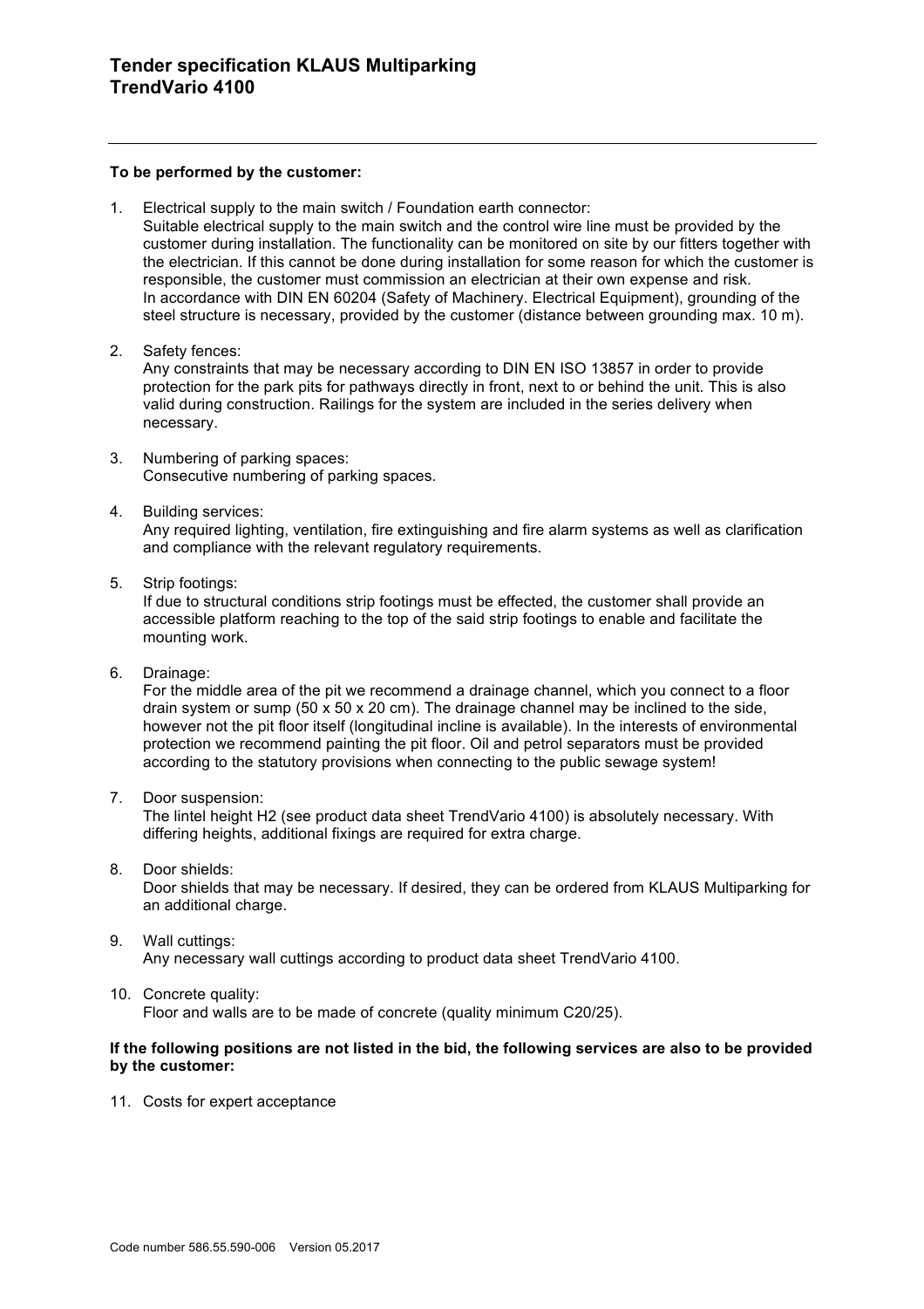## Tender specification KLAUS Multiparking TrendVario 4100

**To be performed by the customer:**

1. Electrical supply to the main switch / Foundation earth connector:
   Suitable electrical supply to the main switch and the control wire line must be provided by the customer during installation. The functionality can be monitored on site by our fitters together with the electrician. If this cannot be done during installation for some reason for which the customer is responsible, the customer must commission an electrician at their own expense and risk.
   In accordance with DIN EN 60204 (Safety of Machinery. Electrical Equipment), grounding of the steel structure is necessary, provided by the customer (distance between grounding max. 10 m).

2. Safety fences:
   Any constraints that may be necessary according to DIN EN ISO 13857 in order to provide protection for the park pits for pathways directly in front, next to or behind the unit. This is also valid during construction. Railings for the system are included in the series delivery when necessary.

3. Numbering of parking spaces:
   Consecutive numbering of parking spaces.

4. Building services:
   Any required lighting, ventilation, fire extinguishing and fire alarm systems as well as clarification and compliance with the relevant regulatory requirements.

5. Strip footings:
   If due to structural conditions strip footings must be effected, the customer shall provide an accessible platform reaching to the top of the said strip footings to enable and facilitate the mounting work.

6. Drainage:
   For the middle area of the pit we recommend a drainage channel, which you connect to a floor drain system or sump (50 x 50 x 20 cm). The drainage channel may be inclined to the side, however not the pit floor itself (longitudinal incline is available). In the interests of environmental protection we recommend painting the pit floor. Oil and petrol separators must be provided according to the statutory provisions when connecting to the public sewage system!

7. Door suspension:
   The lintel height H2 (see product data sheet TrendVario 4100) is absolutely necessary. With differing heights, additional fixings are required for extra charge.

8. Door shields:
   Door shields that may be necessary. If desired, they can be ordered from KLAUS Multiparking for an additional charge.

9. Wall cuttings:
   Any necessary wall cuttings according to product data sheet TrendVario 4100.

10. Concrete quality:
    Floor and walls are to be made of concrete (quality minimum C20/25).

**If the following positions are not listed in the bid, the following services are also to be provided by the customer:**

11. Costs for expert acceptance

Code number 586.55.590-006 Version 05.2017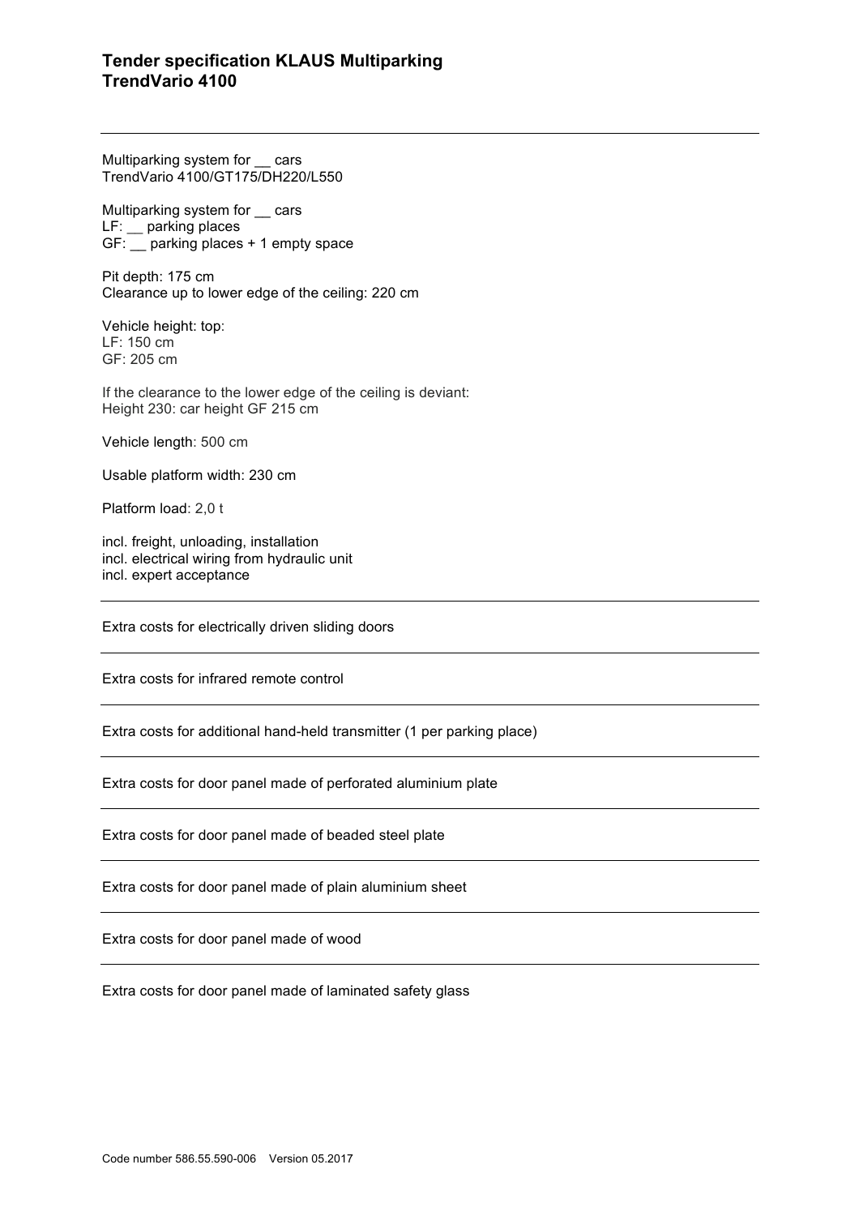# Tender specification KLAUS Multiparking TrendVario 4100

---

Multiparking system for __ cars
TrendVario 4100/GT175/DH220/L550

Multiparking system for __ cars
LF: __ parking places
GF: __ parking places + 1 empty space

Pit depth: 175 cm
Clearance up to lower edge of the ceiling: 220 cm

Vehicle height: top:
LF: 150 cm
GF: 205 cm

If the clearance to the lower edge of the ceiling is deviant:
Height 230: car height GF 215 cm

Vehicle length: 500 cm

Usable platform width: 230 cm

Platform load: 2,0 t

incl. freight, unloading, installation
incl. electrical wiring from hydraulic unit
incl. expert acceptance

---

Extra costs for electrically driven sliding doors

---

Extra costs for infrared remote control

---

Extra costs for additional hand-held transmitter (1 per parking place)

---

Extra costs for door panel made of perforated aluminium plate

---

Extra costs for door panel made of beaded steel plate

---

Extra costs for door panel made of plain aluminium sheet

---

Extra costs for door panel made of wood

---

Extra costs for door panel made of laminated safety glass

Code number 586.55.590-006 Version 05.2017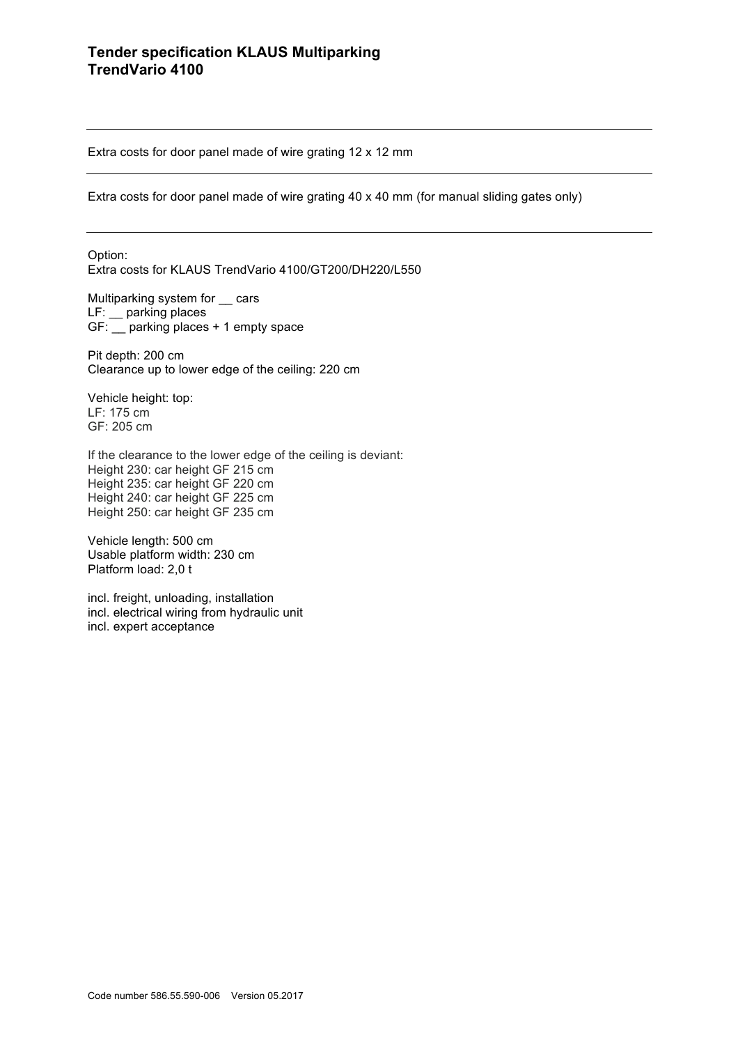---

Extra costs for door panel made of wire grating 12 x 12 mm

---

Extra costs for door panel made of wire grating 40 x 40 mm (for manual sliding gates only)

---

Option:
Extra costs for KLAUS TrendVario 4100/GT200/DH220/L550

Multiparking system for __ cars
LF: __ parking places
GF: __ parking places + 1 empty space

Pit depth: 200 cm
Clearance up to lower edge of the ceiling: 220 cm

Vehicle height: top:
LF: 175 cm
GF: 205 cm

If the clearance to the lower edge of the ceiling is deviant:
Height 230: car height GF 215 cm
Height 235: car height GF 220 cm
Height 240: car height GF 225 cm
Height 250: car height GF 235 cm

Vehicle length: 500 cm
Usable platform width: 230 cm
Platform load: 2,0 t

incl. freight, unloading, installation
incl. electrical wiring from hydraulic unit
incl. expert acceptance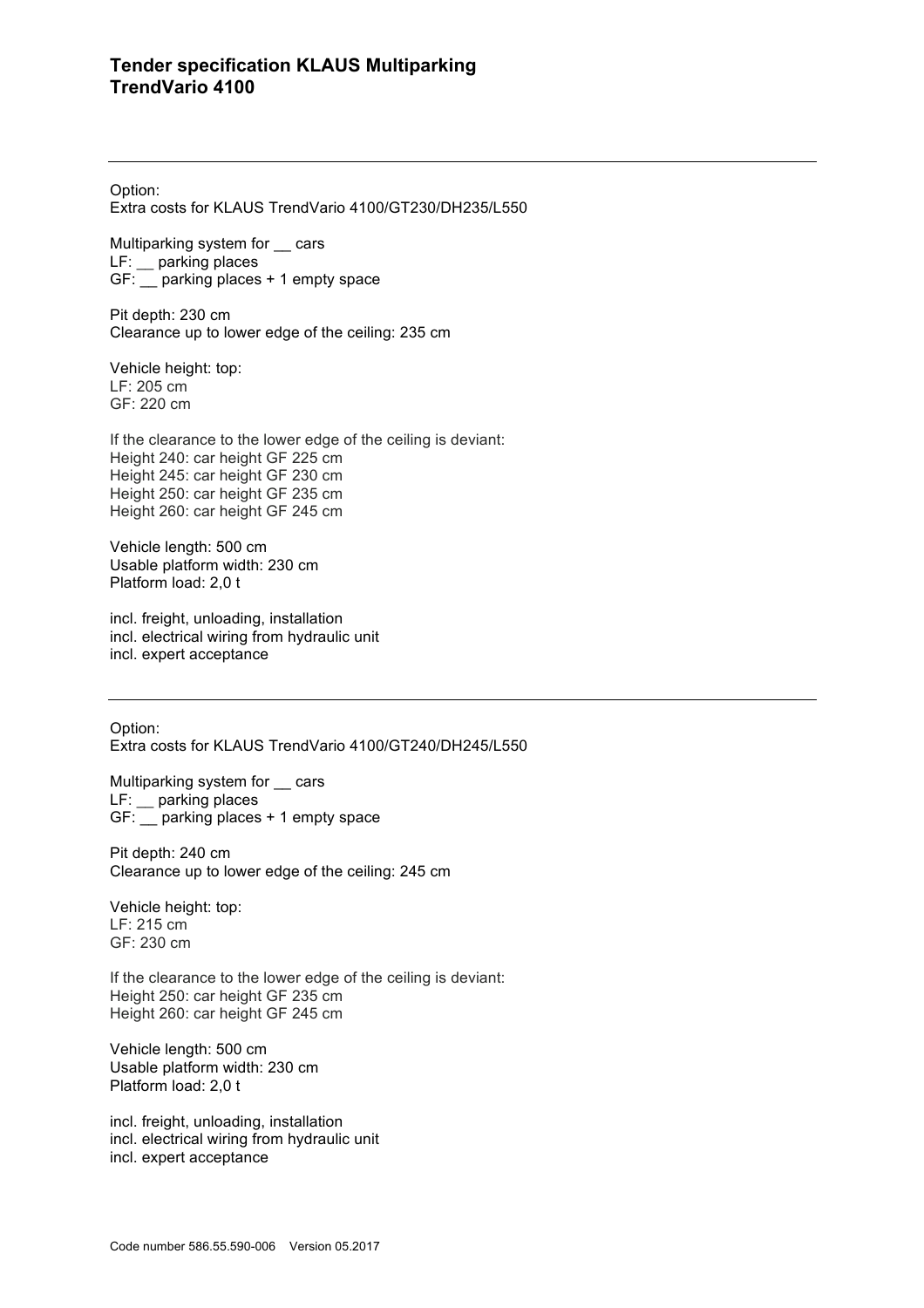Option:
Extra costs for KLAUS TrendVario 4100/GT230/DH235/L550

Multiparking system for __ cars
LF: __ parking places
GF: __ parking places + 1 empty space

Pit depth: 230 cm
Clearance up to lower edge of the ceiling: 235 cm

Vehicle height: top:
LF: 205 cm
GF: 220 cm

If the clearance to the lower edge of the ceiling is deviant:
Height 240: car height GF 225 cm
Height 245: car height GF 230 cm
Height 250: car height GF 235 cm
Height 260: car height GF 245 cm

Vehicle length: 500 cm
Usable platform width: 230 cm
Platform load: 2,0 t

incl. freight, unloading, installation
incl. electrical wiring from hydraulic unit
incl. expert acceptance

---

Option:
Extra costs for KLAUS TrendVario 4100/GT240/DH245/L550

Multiparking system for __ cars
LF: __ parking places
GF: __ parking places + 1 empty space

Pit depth: 240 cm
Clearance up to lower edge of the ceiling: 245 cm

Vehicle height: top:
LF: 215 cm
GF: 230 cm

If the clearance to the lower edge of the ceiling is deviant:
Height 250: car height GF 235 cm
Height 260: car height GF 245 cm

Vehicle length: 500 cm
Usable platform width: 230 cm
Platform load: 2,0 t

incl. freight, unloading, installation
incl. electrical wiring from hydraulic unit
incl. expert acceptance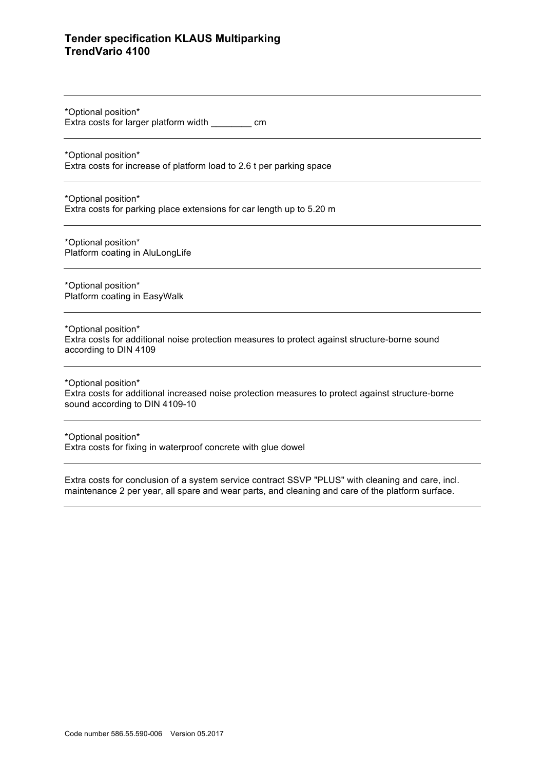---

*Optional position*
Extra costs for larger platform width ________ cm

---

*Optional position*
Extra costs for increase of platform load to 2.6 t per parking space

---

*Optional position*
Extra costs for parking place extensions for car length up to 5.20 m

---

*Optional position*
Platform coating in AluLongLife

---

*Optional position*
Platform coating in EasyWalk

---

*Optional position*
Extra costs for additional noise protection measures to protect against structure-borne sound according to DIN 4109

---

*Optional position*
Extra costs for additional increased noise protection measures to protect against structure-borne sound according to DIN 4109-10

---

*Optional position*
Extra costs for fixing in waterproof concrete with glue dowel

---

Extra costs for conclusion of a system service contract SSVP "PLUS" with cleaning and care, incl. maintenance 2 per year, all spare and wear parts, and cleaning and care of the platform surface.

---